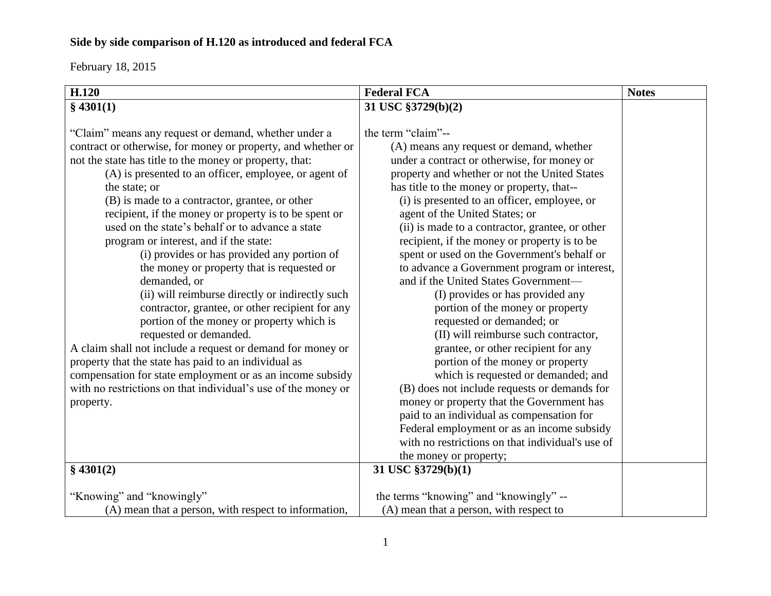**Side by side comparison of H.120 as introduced and federal FCA**

February 18, 2015

| **H.120** | **Federal FCA** | **Notes** |
|---|---|---|
| **§ 4301(1)**<br><br>"Claim" means any request or demand, whether under a contract or otherwise, for money or property, and whether or not the state has title to the money or property, that:<br>(A) is presented to an officer, employee, or agent of the state; or<br>(B) is made to a contractor, grantee, or other recipient, if the money or property is to be spent or used on the state's behalf or to advance a state program or interest, and if the state:<br>(i) provides or has provided any portion of the money or property that is requested or demanded, or<br>(ii) will reimburse directly or indirectly such contractor, grantee, or other recipient for any portion of the money or property which is requested or demanded.<br>A claim shall not include a request or demand for money or property that the state has paid to an individual as compensation for state employment or as an income subsidy with no restrictions on that individual's use of the money or property. | **31 USC §3729(b)(2)**<br><br>the term "claim"--<br>(A) means any request or demand, whether under a contract or otherwise, for money or property and whether or not the United States has title to the money or property, that--<br>(i) is presented to an officer, employee, or agent of the United States; or<br>(ii) is made to a contractor, grantee, or other recipient, if the money or property is to be spent or used on the Government's behalf or to advance a Government program or interest, and if the United States Government—<br>(I) provides or has provided any portion of the money or property requested or demanded; or<br>(II) will reimburse such contractor, grantee, or other recipient for any portion of the money or property which is requested or demanded; and<br>(B) does not include requests or demands for money or property that the Government has paid to an individual as compensation for Federal employment or as an income subsidy with no restrictions on that individual's use of the money or property; | |
| **§ 4301(2)**<br><br>"Knowing" and "knowingly"<br>(A) mean that a person, with respect to information, | **31 USC §3729(b)(1)**<br><br>the terms "knowing" and "knowingly" --<br>(A) mean that a person, with respect to | |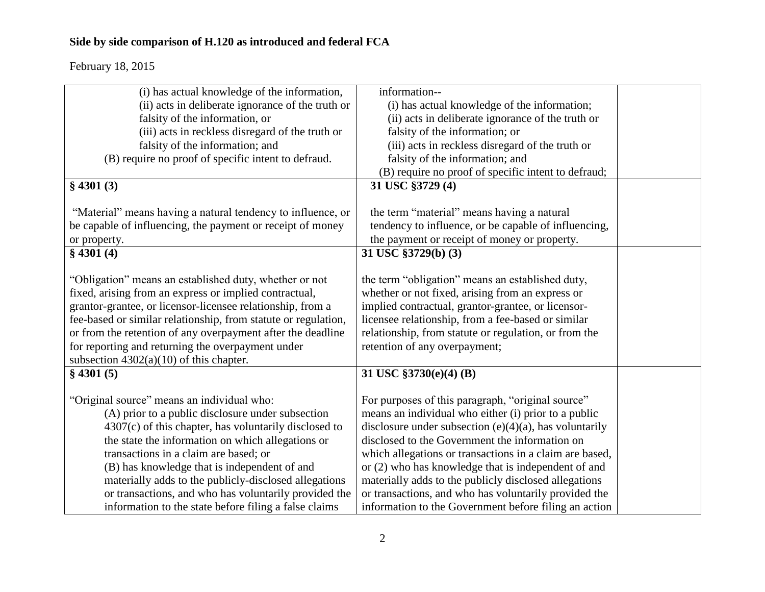## Side by side comparison of H.120 as introduced and federal FCA

February 18, 2015

| | | |
|---|---|---|
| (i) has actual knowledge of the information,<br>(ii) acts in deliberate ignorance of the truth or falsity of the information, or<br>(iii) acts in reckless disregard of the truth or falsity of the information; and<br>(B) require no proof of specific intent to defraud. | information--<br>(i) has actual knowledge of the information;<br>(ii) acts in deliberate ignorance of the truth or falsity of the information; or<br>(iii) acts in reckless disregard of the truth or falsity of the information; and<br>(B) require no proof of specific intent to defraud; | |
| **§ 4301 (3)**<br><br>"Material" means having a natural tendency to influence, or be capable of influencing, the payment or receipt of money or property. | **31 USC §3729 (4)**<br><br>the term "material" means having a natural tendency to influence, or be capable of influencing, the payment or receipt of money or property. | |
| **§ 4301 (4)**<br><br>"Obligation" means an established duty, whether or not fixed, arising from an express or implied contractual, grantor-grantee, or licensor-licensee relationship, from a fee-based or similar relationship, from statute or regulation, or from the retention of any overpayment after the deadline for reporting and returning the overpayment under subsection 4302(a)(10) of this chapter. | **31 USC §3729(b) (3)**<br><br>the term "obligation" means an established duty, whether or not fixed, arising from an express or implied contractual, grantor-grantee, or licensor-licensee relationship, from a fee-based or similar relationship, from statute or regulation, or from the retention of any overpayment; | |
| **§ 4301 (5)**<br><br>"Original source" means an individual who:<br>(A) prior to a public disclosure under subsection 4307(c) of this chapter, has voluntarily disclosed to the state the information on which allegations or transactions in a claim are based; or<br>(B) has knowledge that is independent of and materially adds to the publicly-disclosed allegations or transactions, and who has voluntarily provided the information to the state before filing a false claims | **31 USC §3730(e)(4) (B)**<br><br>For purposes of this paragraph, "original source" means an individual who either (i) prior to a public disclosure under subsection (e)(4)(a), has voluntarily disclosed to the Government the information on which allegations or transactions in a claim are based, or (2) who has knowledge that is independent of and materially adds to the publicly disclosed allegations or transactions, and who has voluntarily provided the information to the Government before filing an action | |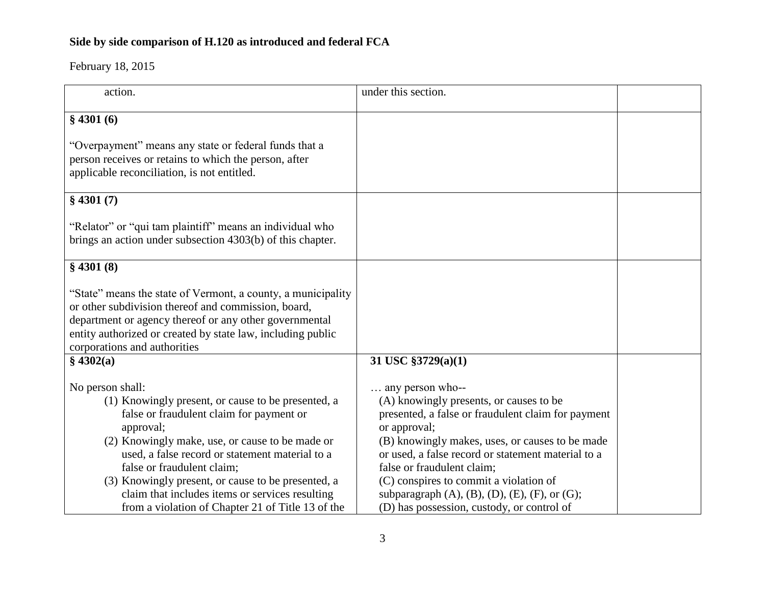**Side by side comparison of H.120 as introduced and federal FCA**

February 18, 2015

| | | |
|---|---|---|
| action. | under this section. | |
| **§ 4301 (6)**<br><br>"Overpayment" means any state or federal funds that a person receives or retains to which the person, after applicable reconciliation, is not entitled. | | |
| **§ 4301 (7)**<br><br>"Relator" or "qui tam plaintiff" means an individual who brings an action under subsection 4303(b) of this chapter. | | |
| **§ 4301 (8)**<br><br>"State" means the state of Vermont, a county, a municipality or other subdivision thereof and commission, board, department or agency thereof or any other governmental entity authorized or created by state law, including public corporations and authorities | | |
| **§ 4302(a)**<br><br>No person shall:<br>(1) Knowingly present, or cause to be presented, a false or fraudulent claim for payment or approval;<br>(2) Knowingly make, use, or cause to be made or used, a false record or statement material to a false or fraudulent claim;<br>(3) Knowingly present, or cause to be presented, a claim that includes items or services resulting from a violation of Chapter 21 of Title 13 of the | **31 USC §3729(a)(1)**<br><br>… any person who--<br>(A) knowingly presents, or causes to be presented, a false or fraudulent claim for payment or approval;<br>(B) knowingly makes, uses, or causes to be made or used, a false record or statement material to a false or fraudulent claim;<br>(C) conspires to commit a violation of subparagraph (A), (B), (D), (E), (F), or (G);<br>(D) has possession, custody, or control of | |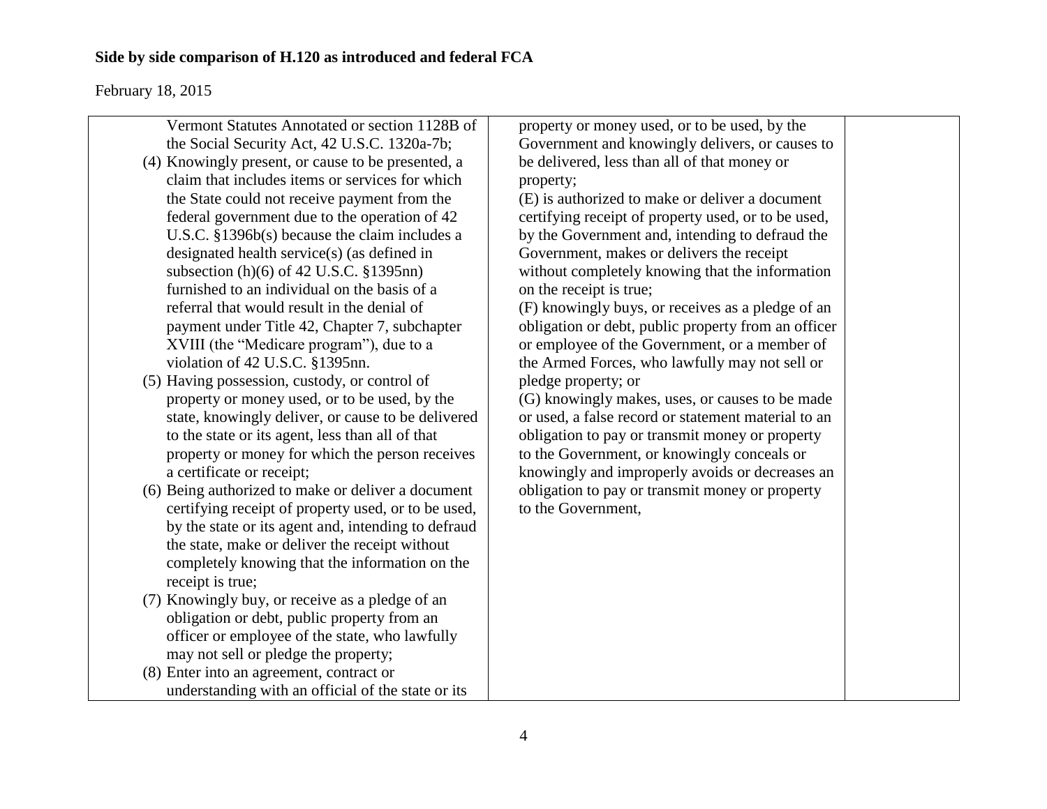| | | |
|---|---|---|
| Vermont Statutes Annotated or section 1128B of the Social Security Act, 42 U.S.C. 1320a-7b;<br>(4) Knowingly present, or cause to be presented, a claim that includes items or services for which the State could not receive payment from the federal government due to the operation of 42 U.S.C. §1396b(s) because the claim includes a designated health service(s) (as defined in subsection (h)(6) of 42 U.S.C. §1395nn) furnished to an individual on the basis of a referral that would result in the denial of payment under Title 42, Chapter 7, subchapter XVIII (the "Medicare program"), due to a violation of 42 U.S.C. §1395nn.<br>(5) Having possession, custody, or control of property or money used, or to be used, by the state, knowingly deliver, or cause to be delivered to the state or its agent, less than all of that property or money for which the person receives a certificate or receipt;<br>(6) Being authorized to make or deliver a document certifying receipt of property used, or to be used, by the state or its agent and, intending to defraud the state, make or deliver the receipt without completely knowing that the information on the receipt is true;<br>(7) Knowingly buy, or receive as a pledge of an obligation or debt, public property from an officer or employee of the state, who lawfully may not sell or pledge the property;<br>(8) Enter into an agreement, contract or understanding with an official of the state or its | property or money used, or to be used, by the Government and knowingly delivers, or causes to be delivered, less than all of that money or property;<br>(E) is authorized to make or deliver a document certifying receipt of property used, or to be used, by the Government and, intending to defraud the Government, makes or delivers the receipt without completely knowing that the information on the receipt is true;<br>(F) knowingly buys, or receives as a pledge of an obligation or debt, public property from an officer or employee of the Government, or a member of the Armed Forces, who lawfully may not sell or pledge property; or<br>(G) knowingly makes, uses, or causes to be made or used, a false record or statement material to an obligation to pay or transmit money or property to the Government, or knowingly conceals or knowingly and improperly avoids or decreases an obligation to pay or transmit money or property to the Government, | |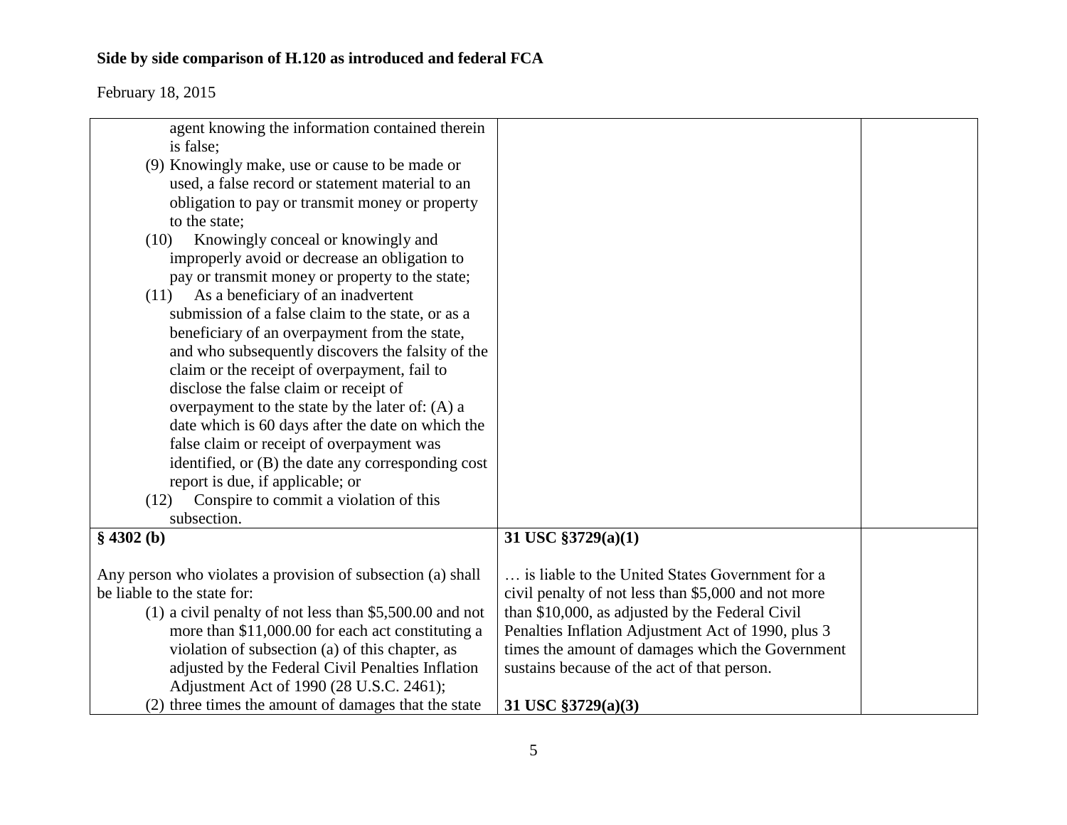**Side by side comparison of H.120 as introduced and federal FCA**

February 18, 2015

| | | |
|---|---|---|
| agent knowing the information contained therein is false;<br>(9) Knowingly make, use or cause to be made or used, a false record or statement material to an obligation to pay or transmit money or property to the state;<br>(10) Knowingly conceal or knowingly and improperly avoid or decrease an obligation to pay or transmit money or property to the state;<br>(11) As a beneficiary of an inadvertent submission of a false claim to the state, or as a beneficiary of an overpayment from the state, and who subsequently discovers the falsity of the claim or the receipt of overpayment, fail to disclose the false claim or receipt of overpayment to the state by the later of: (A) a date which is 60 days after the date on which the false claim or receipt of overpayment was identified, or (B) the date any corresponding cost report is due, if applicable; or<br>(12) Conspire to commit a violation of this subsection. | | |
| **§ 4302 (b)**<br><br>Any person who violates a provision of subsection (a) shall be liable to the state for:<br>(1) a civil penalty of not less than $5,500.00 and not more than $11,000.00 for each act constituting a violation of subsection (a) of this chapter, as adjusted by the Federal Civil Penalties Inflation Adjustment Act of 1990 (28 U.S.C. 2461);<br>(2) three times the amount of damages that the state | **31 USC §3729(a)(1)**<br><br>… is liable to the United States Government for a civil penalty of not less than $5,000 and not more than $10,000, as adjusted by the Federal Civil Penalties Inflation Adjustment Act of 1990, plus 3 times the amount of damages which the Government sustains because of the act of that person.<br><br>**31 USC §3729(a)(3)** | |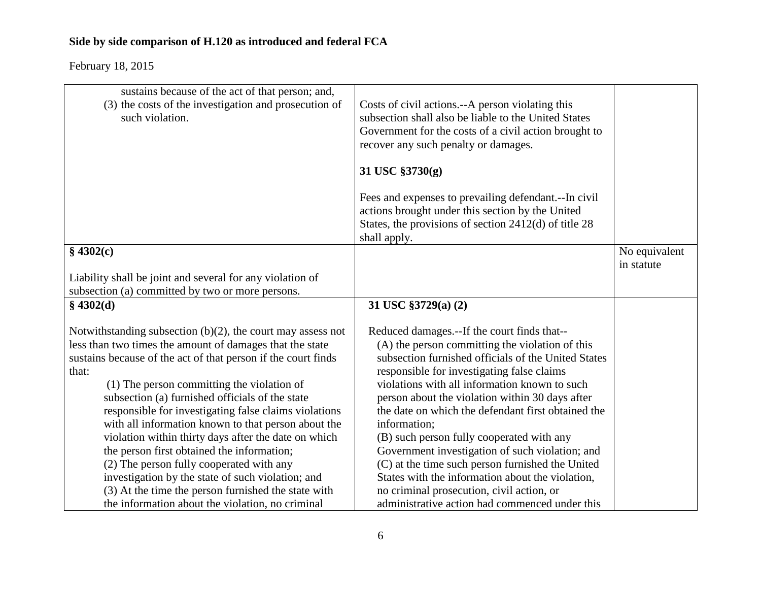**Side by side comparison of H.120 as introduced and federal FCA**

February 18, 2015

| | | |
|---|---|---|
| sustains because of the act of that person; and,<br>(3) the costs of the investigation and prosecution of such violation. | Costs of civil actions.--A person violating this subsection shall also be liable to the United States Government for the costs of a civil action brought to recover any such penalty or damages.<br><br>**31 USC §3730(g)**<br><br>Fees and expenses to prevailing defendant.--In civil actions brought under this section by the United States, the provisions of section 2412(d) of title 28 shall apply. | |
| **§ 4302(c)**<br><br>Liability shall be joint and several for any violation of subsection (a) committed by two or more persons. | | No equivalent in statute |
| **§ 4302(d)**<br><br>Notwithstanding subsection (b)(2), the court may assess not less than two times the amount of damages that the state sustains because of the act of that person if the court finds that:<br>(1) The person committing the violation of subsection (a) furnished officials of the state responsible for investigating false claims violations with all information known to that person about the violation within thirty days after the date on which the person first obtained the information;<br>(2) The person fully cooperated with any investigation by the state of such violation; and<br>(3) At the time the person furnished the state with the information about the violation, no criminal | **31 USC §3729(a) (2)**<br><br>Reduced damages.--If the court finds that--<br>(A) the person committing the violation of this subsection furnished officials of the United States responsible for investigating false claims violations with all information known to such person about the violation within 30 days after the date on which the defendant first obtained the information;<br>(B) such person fully cooperated with any Government investigation of such violation; and<br>(C) at the time such person furnished the United States with the information about the violation, no criminal prosecution, civil action, or administrative action had commenced under this | |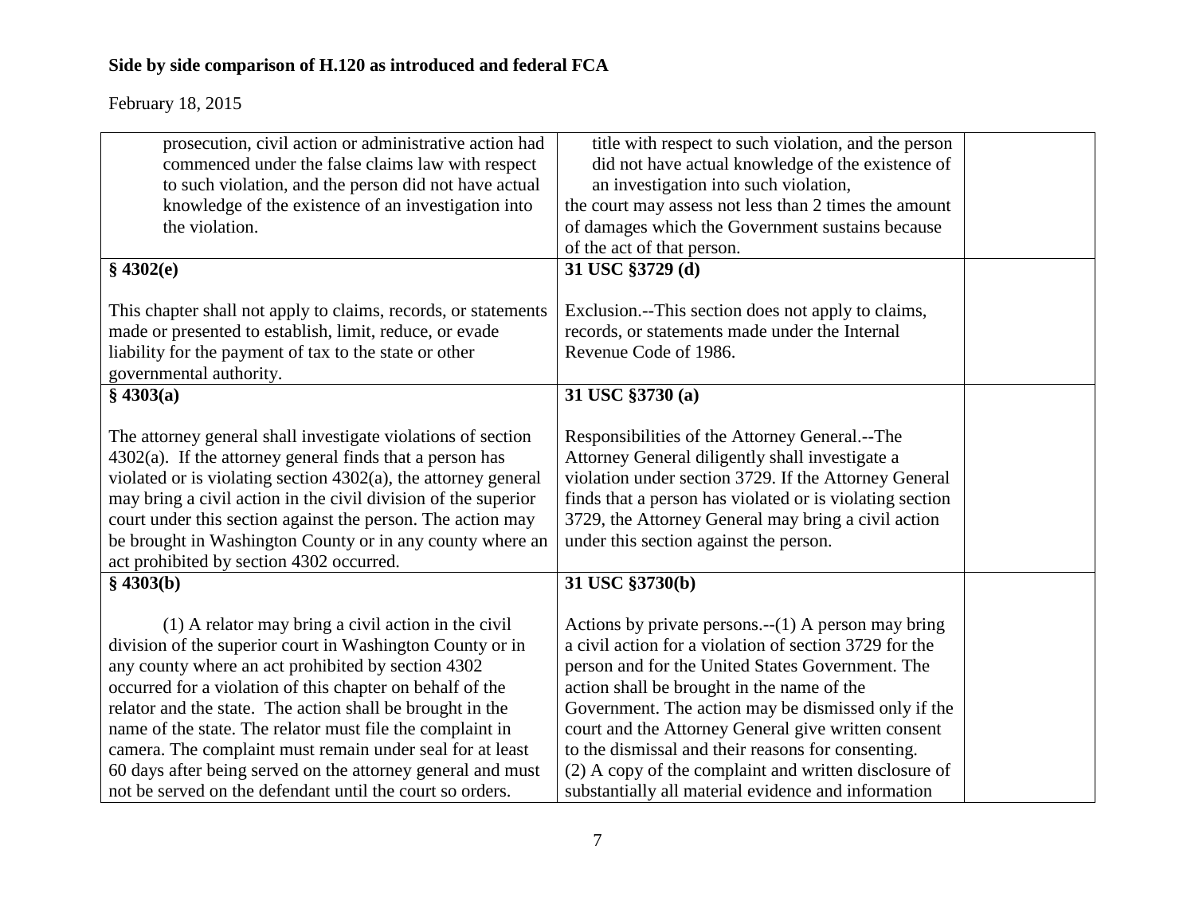## Side by side comparison of H.120 as introduced and federal FCA

February 18, 2015

| | | |
|---|---|---|
| prosecution, civil action or administrative action had commenced under the false claims law with respect to such violation, and the person did not have actual knowledge of the existence of an investigation into the violation. | title with respect to such violation, and the person did not have actual knowledge of the existence of an investigation into such violation,<br>the court may assess not less than 2 times the amount of damages which the Government sustains because of the act of that person. | |
| **§ 4302(e)**<br><br>This chapter shall not apply to claims, records, or statements made or presented to establish, limit, reduce, or evade liability for the payment of tax to the state or other governmental authority. | **31 USC §3729 (d)**<br><br>Exclusion.--This section does not apply to claims, records, or statements made under the Internal Revenue Code of 1986. | |
| **§ 4303(a)**<br><br>The attorney general shall investigate violations of section 4302(a). If the attorney general finds that a person has violated or is violating section 4302(a), the attorney general may bring a civil action in the civil division of the superior court under this section against the person. The action may be brought in Washington County or in any county where an act prohibited by section 4302 occurred. | **31 USC §3730 (a)**<br><br>Responsibilities of the Attorney General.--The Attorney General diligently shall investigate a violation under section 3729. If the Attorney General finds that a person has violated or is violating section 3729, the Attorney General may bring a civil action under this section against the person. | |
| **§ 4303(b)**<br><br>(1) A relator may bring a civil action in the civil division of the superior court in Washington County or in any county where an act prohibited by section 4302 occurred for a violation of this chapter on behalf of the relator and the state. The action shall be brought in the name of the state. The relator must file the complaint in camera. The complaint must remain under seal for at least 60 days after being served on the attorney general and must not be served on the defendant until the court so orders. | **31 USC §3730(b)**<br><br>Actions by private persons.--(1) A person may bring a civil action for a violation of section 3729 for the person and for the United States Government. The action shall be brought in the name of the Government. The action may be dismissed only if the court and the Attorney General give written consent to the dismissal and their reasons for consenting.<br>(2) A copy of the complaint and written disclosure of substantially all material evidence and information | |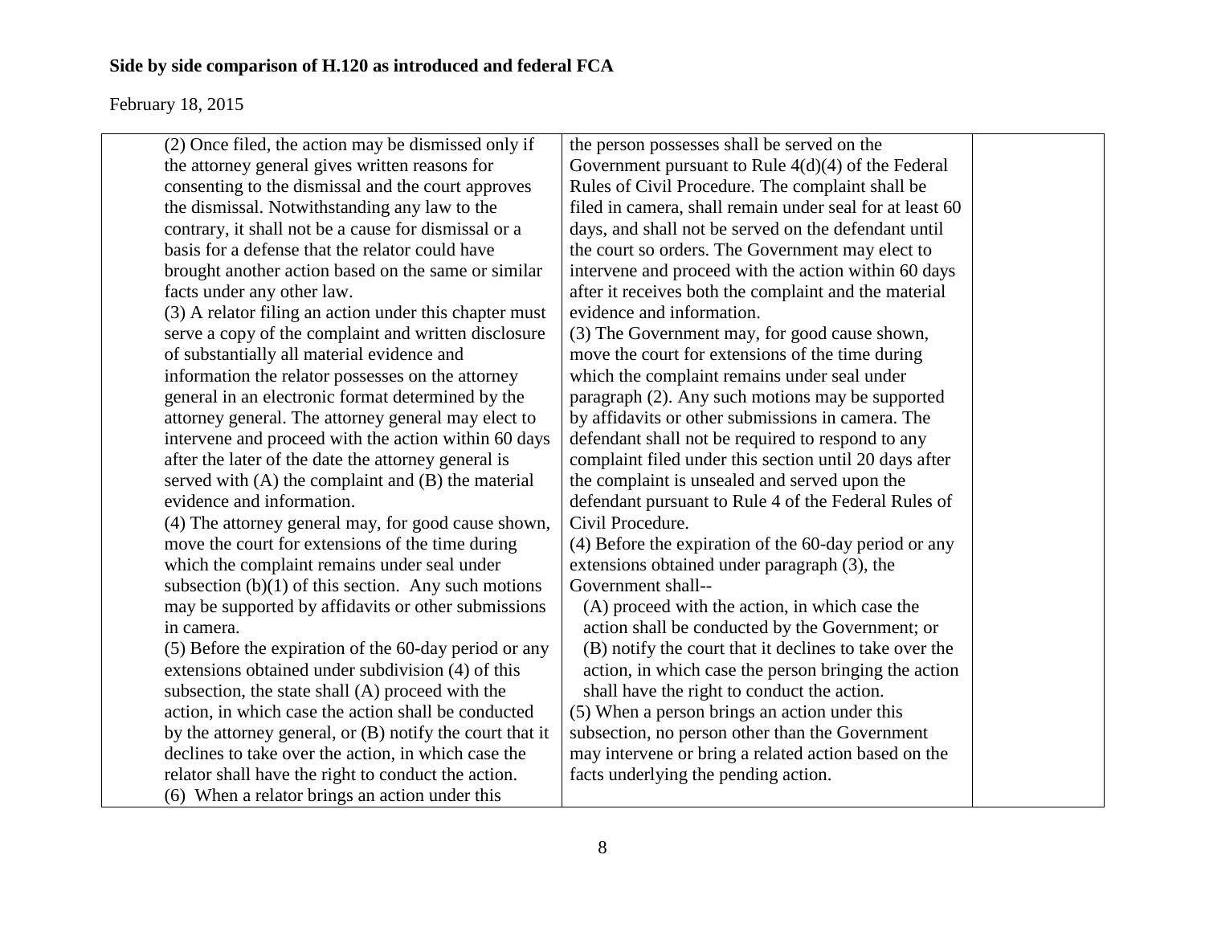**Side by side comparison of H.120 as introduced and federal FCA**

February 18, 2015

| | | |
|---|---|---|
| (2) Once filed, the action may be dismissed only if the attorney general gives written reasons for consenting to the dismissal and the court approves the dismissal. Notwithstanding any law to the contrary, it shall not be a cause for dismissal or a basis for a defense that the relator could have brought another action based on the same or similar facts under any other law.<br>(3) A relator filing an action under this chapter must serve a copy of the complaint and written disclosure of substantially all material evidence and information the relator possesses on the attorney general in an electronic format determined by the attorney general. The attorney general may elect to intervene and proceed with the action within 60 days after the later of the date the attorney general is served with (A) the complaint and (B) the material evidence and information.<br>(4) The attorney general may, for good cause shown, move the court for extensions of the time during which the complaint remains under seal under subsection (b)(1) of this section. Any such motions may be supported by affidavits or other submissions in camera.<br>(5) Before the expiration of the 60-day period or any extensions obtained under subdivision (4) of this subsection, the state shall (A) proceed with the action, in which case the action shall be conducted by the attorney general, or (B) notify the court that it declines to take over the action, in which case the relator shall have the right to conduct the action.<br>(6) When a relator brings an action under this | the person possesses shall be served on the Government pursuant to Rule 4(d)(4) of the Federal Rules of Civil Procedure. The complaint shall be filed in camera, shall remain under seal for at least 60 days, and shall not be served on the defendant until the court so orders. The Government may elect to intervene and proceed with the action within 60 days after it receives both the complaint and the material evidence and information.<br>(3) The Government may, for good cause shown, move the court for extensions of the time during which the complaint remains under seal under paragraph (2). Any such motions may be supported by affidavits or other submissions in camera. The defendant shall not be required to respond to any complaint filed under this section until 20 days after the complaint is unsealed and served upon the defendant pursuant to Rule 4 of the Federal Rules of Civil Procedure.<br>(4) Before the expiration of the 60-day period or any extensions obtained under paragraph (3), the Government shall--<br>(A) proceed with the action, in which case the action shall be conducted by the Government; or<br>(B) notify the court that it declines to take over the action, in which case the person bringing the action shall have the right to conduct the action.<br>(5) When a person brings an action under this subsection, no person other than the Government may intervene or bring a related action based on the facts underlying the pending action. | |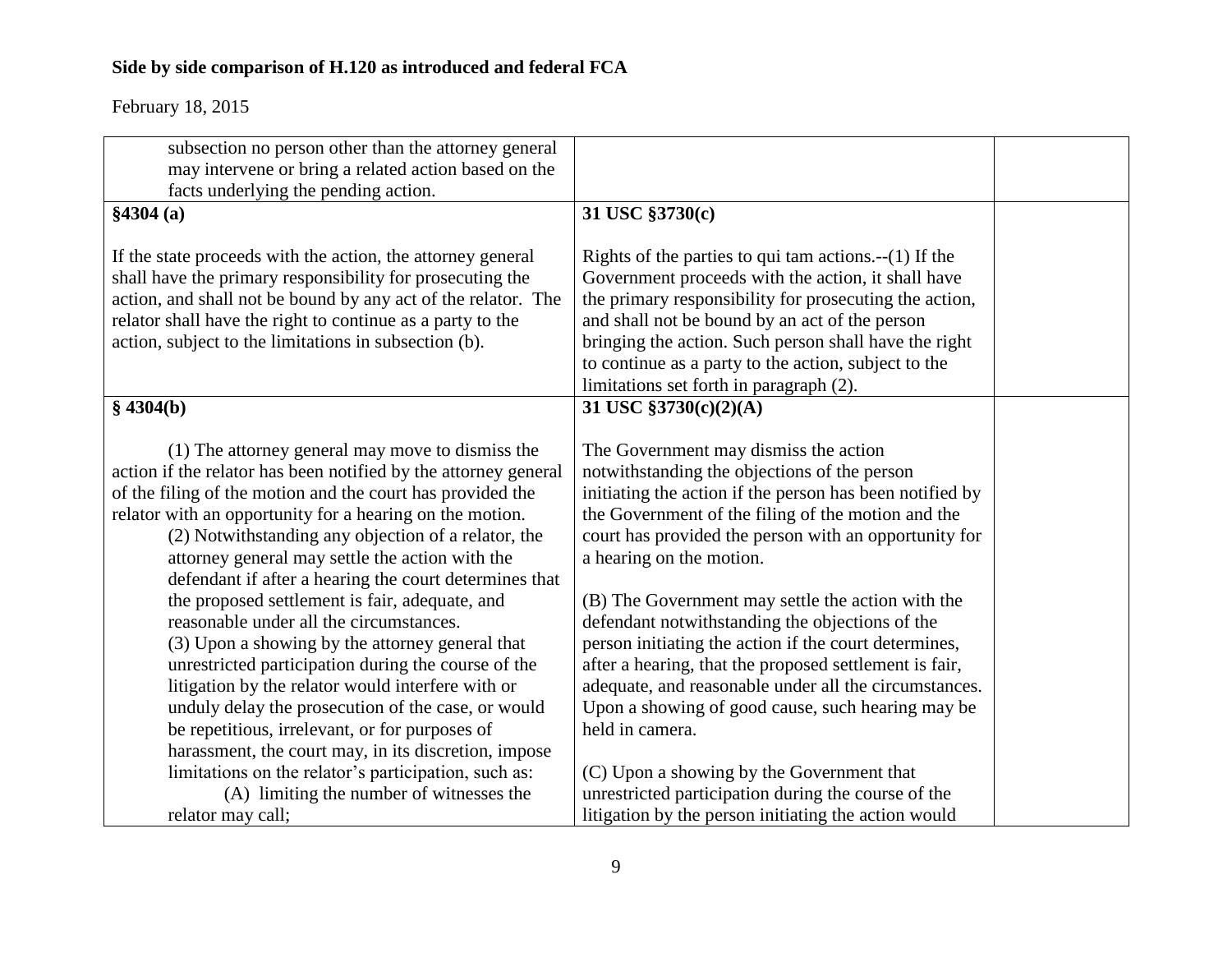**Side by side comparison of H.120 as introduced and federal FCA**

February 18, 2015

| | | |
|---|---|---|
| subsection no person other than the attorney general may intervene or bring a related action based on the facts underlying the pending action. | | |
| **§4304 (a)**<br><br>If the state proceeds with the action, the attorney general shall have the primary responsibility for prosecuting the action, and shall not be bound by any act of the relator. The relator shall have the right to continue as a party to the action, subject to the limitations in subsection (b). | **31 USC §3730(c)**<br><br>Rights of the parties to qui tam actions.--(1) If the Government proceeds with the action, it shall have the primary responsibility for prosecuting the action, and shall not be bound by an act of the person bringing the action. Such person shall have the right to continue as a party to the action, subject to the limitations set forth in paragraph (2). | |
| **§ 4304(b)**<br><br>(1) The attorney general may move to dismiss the action if the relator has been notified by the attorney general of the filing of the motion and the court has provided the relator with an opportunity for a hearing on the motion.<br>(2) Notwithstanding any objection of a relator, the attorney general may settle the action with the defendant if after a hearing the court determines that the proposed settlement is fair, adequate, and reasonable under all the circumstances.<br>(3) Upon a showing by the attorney general that unrestricted participation during the course of the litigation by the relator would interfere with or unduly delay the prosecution of the case, or would be repetitious, irrelevant, or for purposes of harassment, the court may, in its discretion, impose limitations on the relator's participation, such as:<br>(A) limiting the number of witnesses the relator may call; | **31 USC §3730(c)(2)(A)**<br><br>The Government may dismiss the action notwithstanding the objections of the person initiating the action if the person has been notified by the Government of the filing of the motion and the court has provided the person with an opportunity for a hearing on the motion.<br><br>(B) The Government may settle the action with the defendant notwithstanding the objections of the person initiating the action if the court determines, after a hearing, that the proposed settlement is fair, adequate, and reasonable under all the circumstances. Upon a showing of good cause, such hearing may be held in camera.<br><br>(C) Upon a showing by the Government that unrestricted participation during the course of the litigation by the person initiating the action would | |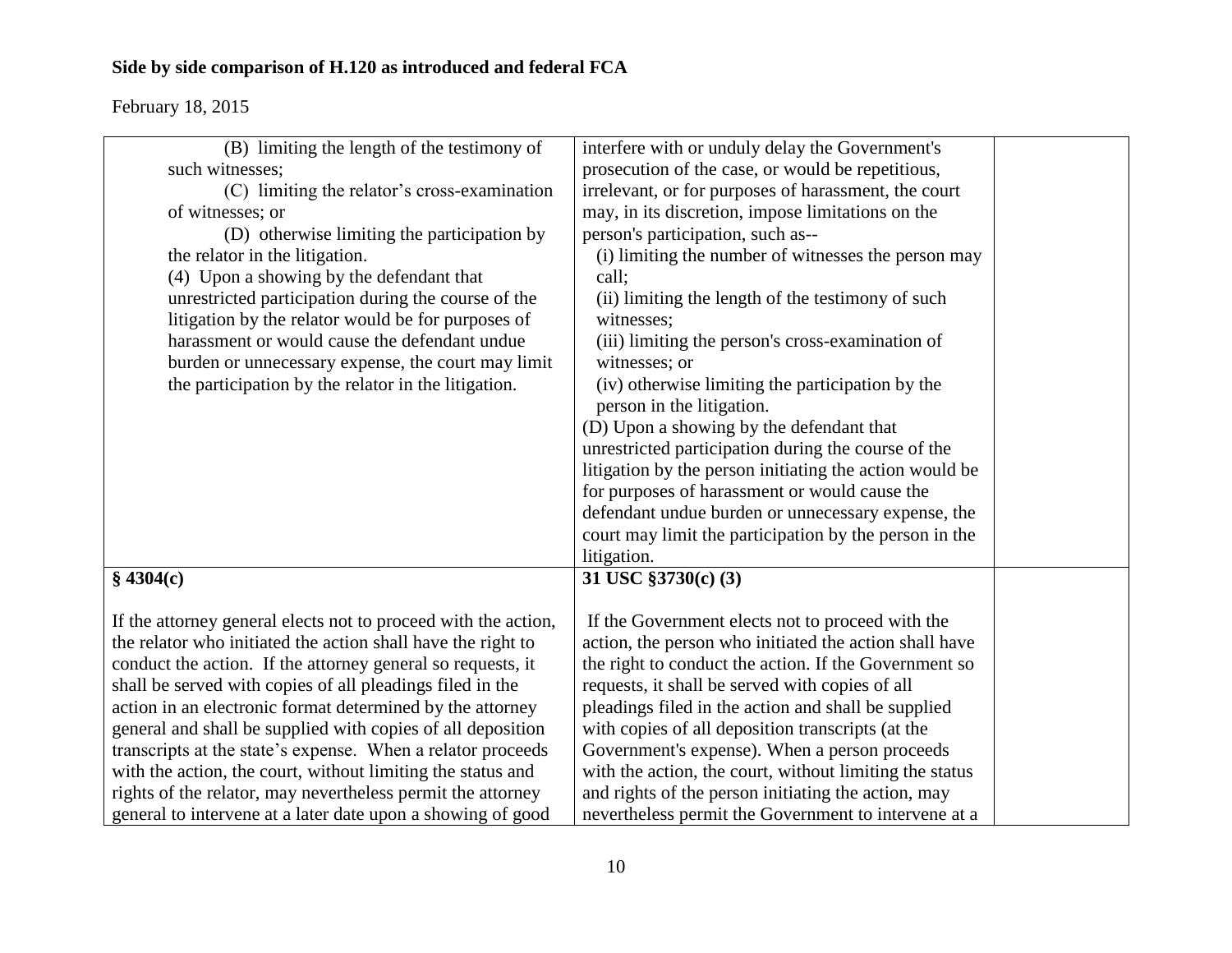**Side by side comparison of H.120 as introduced and federal FCA**

February 18, 2015

| | | |
|---|---|---|
| (B) limiting the length of the testimony of such witnesses;<br>(C) limiting the relator's cross-examination of witnesses; or<br>(D) otherwise limiting the participation by the relator in the litigation.<br>(4) Upon a showing by the defendant that unrestricted participation during the course of the litigation by the relator would be for purposes of harassment or would cause the defendant undue burden or unnecessary expense, the court may limit the participation by the relator in the litigation. | interfere with or unduly delay the Government's prosecution of the case, or would be repetitious, irrelevant, or for purposes of harassment, the court may, in its discretion, impose limitations on the person's participation, such as--<br>(i) limiting the number of witnesses the person may call;<br>(ii) limiting the length of the testimony of such witnesses;<br>(iii) limiting the person's cross-examination of witnesses; or<br>(iv) otherwise limiting the participation by the person in the litigation.<br>(D) Upon a showing by the defendant that unrestricted participation during the course of the litigation by the person initiating the action would be for purposes of harassment or would cause the defendant undue burden or unnecessary expense, the court may limit the participation by the person in the litigation. | |
| **§ 4304(c)**<br><br>If the attorney general elects not to proceed with the action, the relator who initiated the action shall have the right to conduct the action. If the attorney general so requests, it shall be served with copies of all pleadings filed in the action in an electronic format determined by the attorney general and shall be supplied with copies of all deposition transcripts at the state's expense. When a relator proceeds with the action, the court, without limiting the status and rights of the relator, may nevertheless permit the attorney general to intervene at a later date upon a showing of good | **31 USC §3730(c) (3)**<br><br>If the Government elects not to proceed with the action, the person who initiated the action shall have the right to conduct the action. If the Government so requests, it shall be served with copies of all pleadings filed in the action and shall be supplied with copies of all deposition transcripts (at the Government's expense). When a person proceeds with the action, the court, without limiting the status and rights of the person initiating the action, may nevertheless permit the Government to intervene at a | |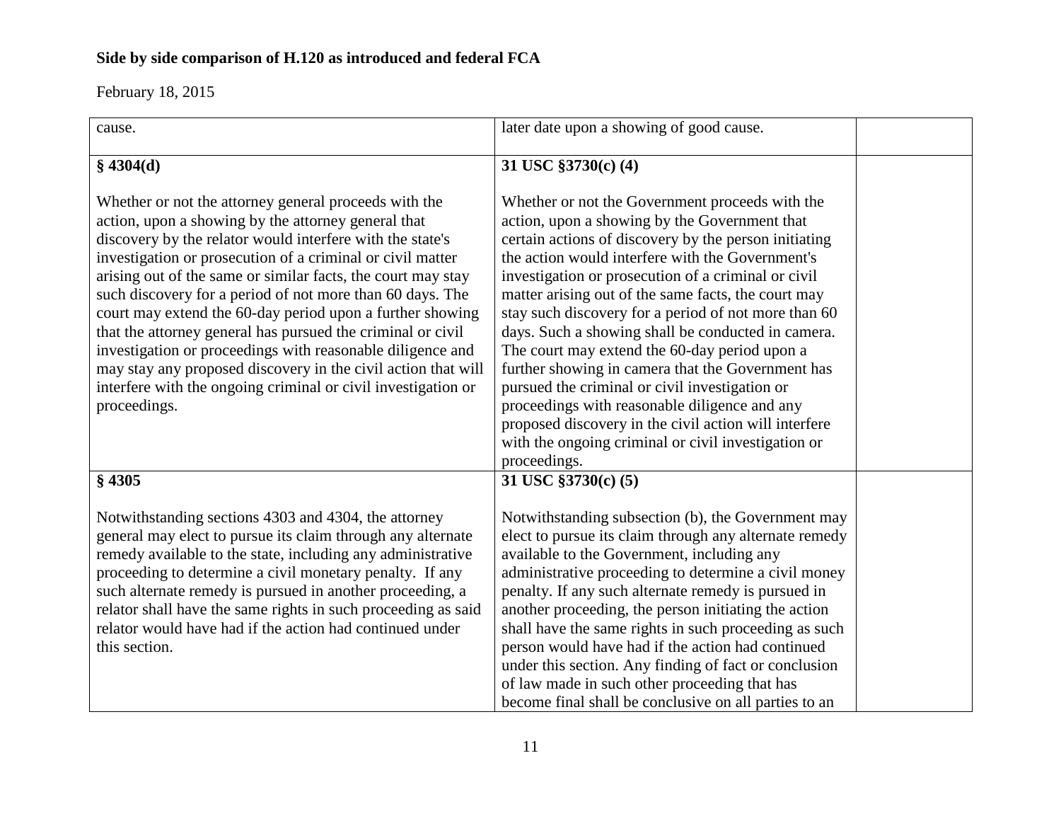**Side by side comparison of H.120 as introduced and federal FCA**

February 18, 2015

| | | |
|---|---|---|
| cause. | later date upon a showing of good cause. | |
| **§ 4304(d)**<br><br>Whether or not the attorney general proceeds with the action, upon a showing by the attorney general that discovery by the relator would interfere with the state's investigation or prosecution of a criminal or civil matter arising out of the same or similar facts, the court may stay such discovery for a period of not more than 60 days. The court may extend the 60-day period upon a further showing that the attorney general has pursued the criminal or civil investigation or proceedings with reasonable diligence and may stay any proposed discovery in the civil action that will interfere with the ongoing criminal or civil investigation or proceedings. | **31 USC §3730(c) (4)**<br><br>Whether or not the Government proceeds with the action, upon a showing by the Government that certain actions of discovery by the person initiating the action would interfere with the Government's investigation or prosecution of a criminal or civil matter arising out of the same facts, the court may stay such discovery for a period of not more than 60 days. Such a showing shall be conducted in camera. The court may extend the 60-day period upon a further showing in camera that the Government has pursued the criminal or civil investigation or proceedings with reasonable diligence and any proposed discovery in the civil action will interfere with the ongoing criminal or civil investigation or proceedings. | |
| **§ 4305**<br><br>Notwithstanding sections 4303 and 4304, the attorney general may elect to pursue its claim through any alternate remedy available to the state, including any administrative proceeding to determine a civil monetary penalty. If any such alternate remedy is pursued in another proceeding, a relator shall have the same rights in such proceeding as said relator would have had if the action had continued under this section. | **31 USC §3730(c) (5)**<br><br>Notwithstanding subsection (b), the Government may elect to pursue its claim through any alternate remedy available to the Government, including any administrative proceeding to determine a civil money penalty. If any such alternate remedy is pursued in another proceeding, the person initiating the action shall have the same rights in such proceeding as such person would have had if the action had continued under this section. Any finding of fact or conclusion of law made in such other proceeding that has become final shall be conclusive on all parties to an | |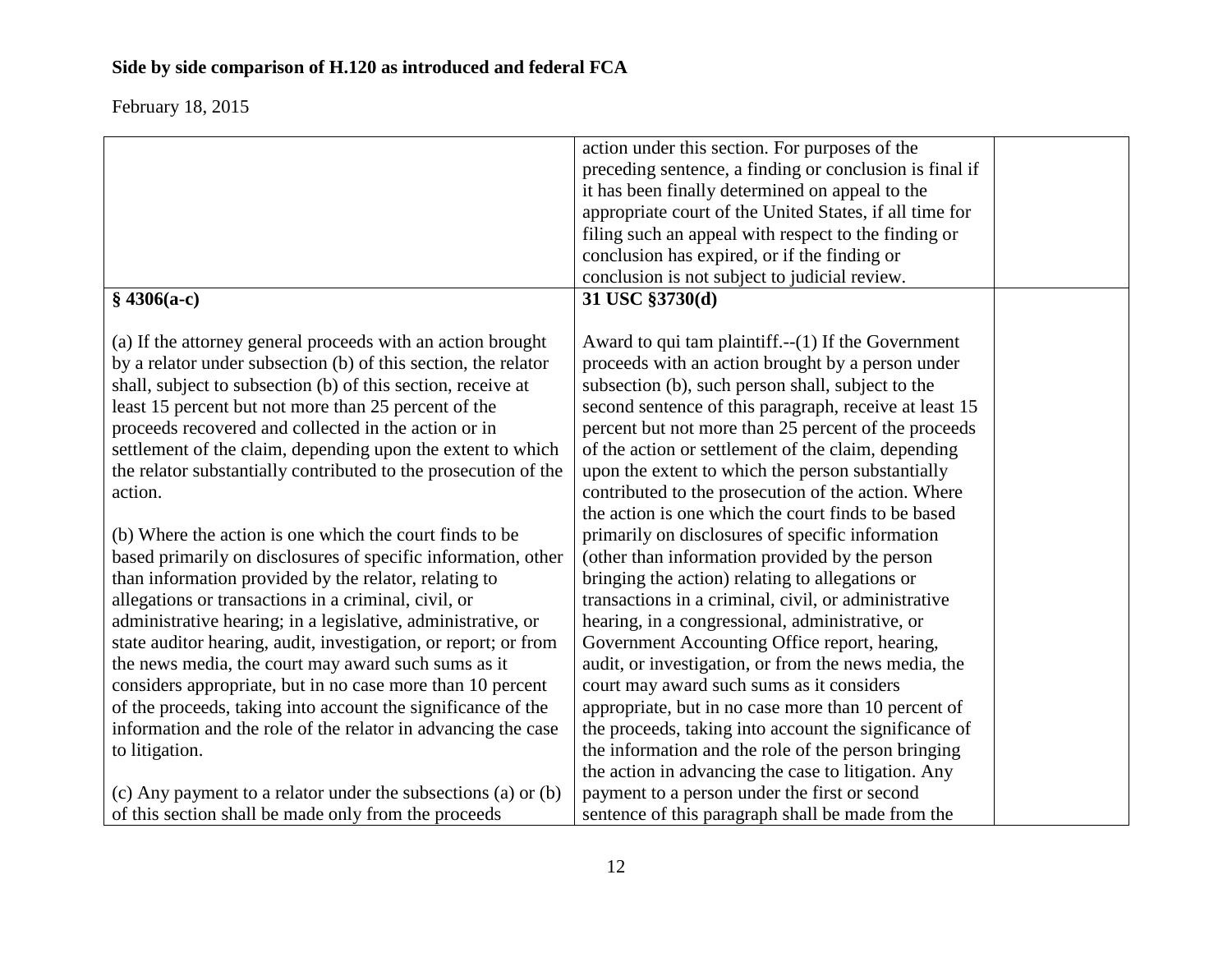## Side by side comparison of H.120 as introduced and federal FCA

February 18, 2015

| | | |
|---|---|---|
| | action under this section. For purposes of the preceding sentence, a finding or conclusion is final if it has been finally determined on appeal to the appropriate court of the United States, if all time for filing such an appeal with respect to the finding or conclusion has expired, or if the finding or conclusion is not subject to judicial review. | |
| **§ 4306(a-c)**<br><br>(a) If the attorney general proceeds with an action brought by a relator under subsection (b) of this section, the relator shall, subject to subsection (b) of this section, receive at least 15 percent but not more than 25 percent of the proceeds recovered and collected in the action or in settlement of the claim, depending upon the extent to which the relator substantially contributed to the prosecution of the action.<br><br>(b) Where the action is one which the court finds to be based primarily on disclosures of specific information, other than information provided by the relator, relating to allegations or transactions in a criminal, civil, or administrative hearing; in a legislative, administrative, or state auditor hearing, audit, investigation, or report; or from the news media, the court may award such sums as it considers appropriate, but in no case more than 10 percent of the proceeds, taking into account the significance of the information and the role of the relator in advancing the case to litigation.<br><br>(c) Any payment to a relator under the subsections (a) or (b) of this section shall be made only from the proceeds | **31 USC §3730(d)**<br><br>Award to qui tam plaintiff.--(1) If the Government proceeds with an action brought by a person under subsection (b), such person shall, subject to the second sentence of this paragraph, receive at least 15 percent but not more than 25 percent of the proceeds of the action or settlement of the claim, depending upon the extent to which the person substantially contributed to the prosecution of the action. Where the action is one which the court finds to be based primarily on disclosures of specific information (other than information provided by the person bringing the action) relating to allegations or transactions in a criminal, civil, or administrative hearing, in a congressional, administrative, or Government Accounting Office report, hearing, audit, or investigation, or from the news media, the court may award such sums as it considers appropriate, but in no case more than 10 percent of the proceeds, taking into account the significance of the information and the role of the person bringing the action in advancing the case to litigation. Any payment to a person under the first or second sentence of this paragraph shall be made from the | |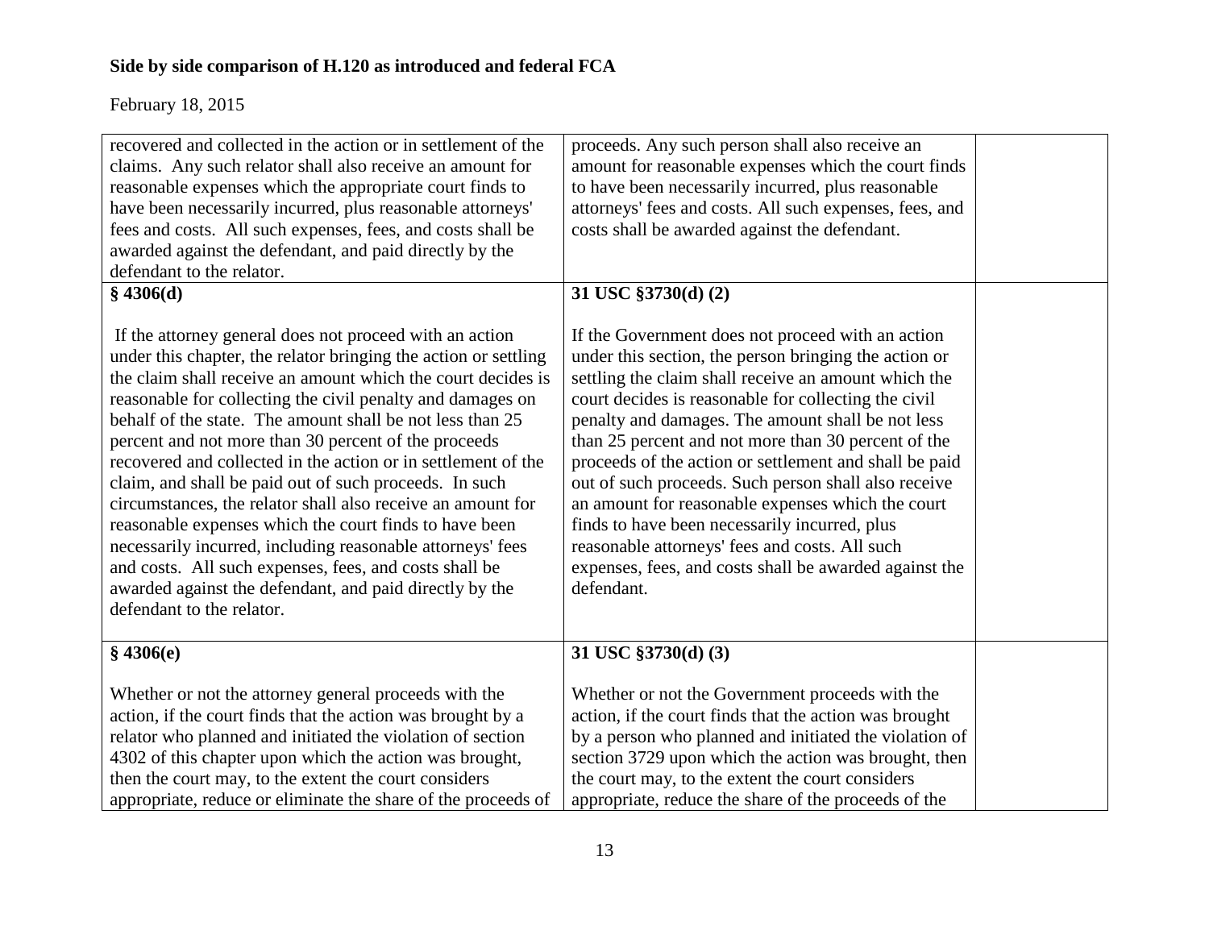## Side by side comparison of H.120 as introduced and federal FCA

February 18, 2015

| | | |
|---|---|---|
| recovered and collected in the action or in settlement of the claims. Any such relator shall also receive an amount for reasonable expenses which the appropriate court finds to have been necessarily incurred, plus reasonable attorneys' fees and costs. All such expenses, fees, and costs shall be awarded against the defendant, and paid directly by the defendant to the relator. | proceeds. Any such person shall also receive an amount for reasonable expenses which the court finds to have been necessarily incurred, plus reasonable attorneys' fees and costs. All such expenses, fees, and costs shall be awarded against the defendant. | |
| **§ 4306(d)**<br><br>If the attorney general does not proceed with an action under this chapter, the relator bringing the action or settling the claim shall receive an amount which the court decides is reasonable for collecting the civil penalty and damages on behalf of the state. The amount shall be not less than 25 percent and not more than 30 percent of the proceeds recovered and collected in the action or in settlement of the claim, and shall be paid out of such proceeds. In such circumstances, the relator shall also receive an amount for reasonable expenses which the court finds to have been necessarily incurred, including reasonable attorneys' fees and costs. All such expenses, fees, and costs shall be awarded against the defendant, and paid directly by the defendant to the relator. | **31 USC §3730(d) (2)**<br><br>If the Government does not proceed with an action under this section, the person bringing the action or settling the claim shall receive an amount which the court decides is reasonable for collecting the civil penalty and damages. The amount shall be not less than 25 percent and not more than 30 percent of the proceeds of the action or settlement and shall be paid out of such proceeds. Such person shall also receive an amount for reasonable expenses which the court finds to have been necessarily incurred, plus reasonable attorneys' fees and costs. All such expenses, fees, and costs shall be awarded against the defendant. | |
| **§ 4306(e)**<br><br>Whether or not the attorney general proceeds with the action, if the court finds that the action was brought by a relator who planned and initiated the violation of section 4302 of this chapter upon which the action was brought, then the court may, to the extent the court considers appropriate, reduce or eliminate the share of the proceeds of | **31 USC §3730(d) (3)**<br><br>Whether or not the Government proceeds with the action, if the court finds that the action was brought by a person who planned and initiated the violation of section 3729 upon which the action was brought, then the court may, to the extent the court considers appropriate, reduce the share of the proceeds of the | |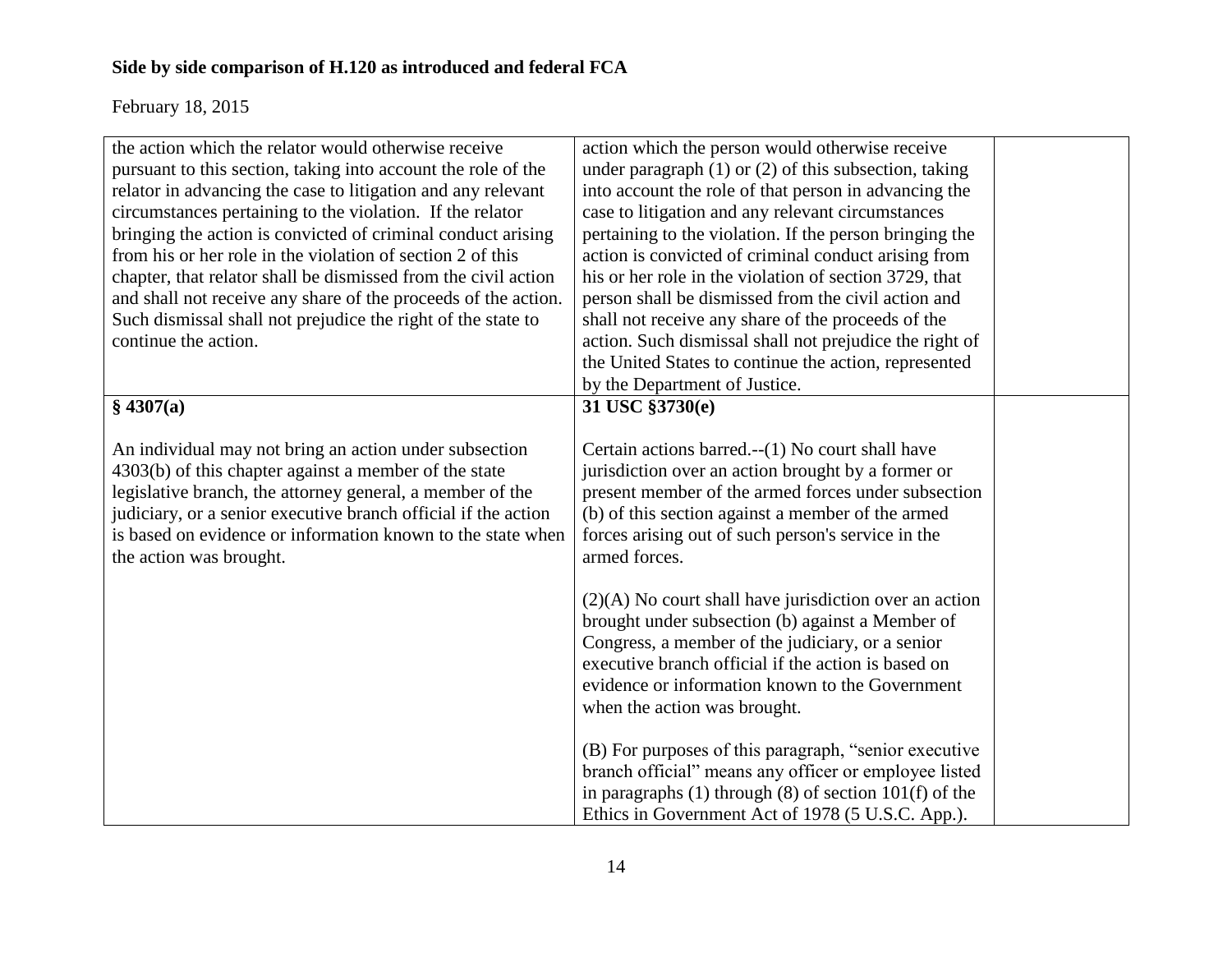**Side by side comparison of H.120 as introduced and federal FCA**

February 18, 2015

| | | |
|---|---|---|
| the action which the relator would otherwise receive pursuant to this section, taking into account the role of the relator in advancing the case to litigation and any relevant circumstances pertaining to the violation. If the relator bringing the action is convicted of criminal conduct arising from his or her role in the violation of section 2 of this chapter, that relator shall be dismissed from the civil action and shall not receive any share of the proceeds of the action. Such dismissal shall not prejudice the right of the state to continue the action. | action which the person would otherwise receive under paragraph (1) or (2) of this subsection, taking into account the role of that person in advancing the case to litigation and any relevant circumstances pertaining to the violation. If the person bringing the action is convicted of criminal conduct arising from his or her role in the violation of section 3729, that person shall be dismissed from the civil action and shall not receive any share of the proceeds of the action. Such dismissal shall not prejudice the right of the United States to continue the action, represented by the Department of Justice. | |
| **§ 4307(a)**<br><br>An individual may not bring an action under subsection 4303(b) of this chapter against a member of the state legislative branch, the attorney general, a member of the judiciary, or a senior executive branch official if the action is based on evidence or information known to the state when the action was brought. | **31 USC §3730(e)**<br><br>Certain actions barred.--(1) No court shall have jurisdiction over an action brought by a former or present member of the armed forces under subsection (b) of this section against a member of the armed forces arising out of such person's service in the armed forces.<br><br>(2)(A) No court shall have jurisdiction over an action brought under subsection (b) against a Member of Congress, a member of the judiciary, or a senior executive branch official if the action is based on evidence or information known to the Government when the action was brought.<br><br>(B) For purposes of this paragraph, "senior executive branch official" means any officer or employee listed in paragraphs (1) through (8) of section 101(f) of the Ethics in Government Act of 1978 (5 U.S.C. App.). | |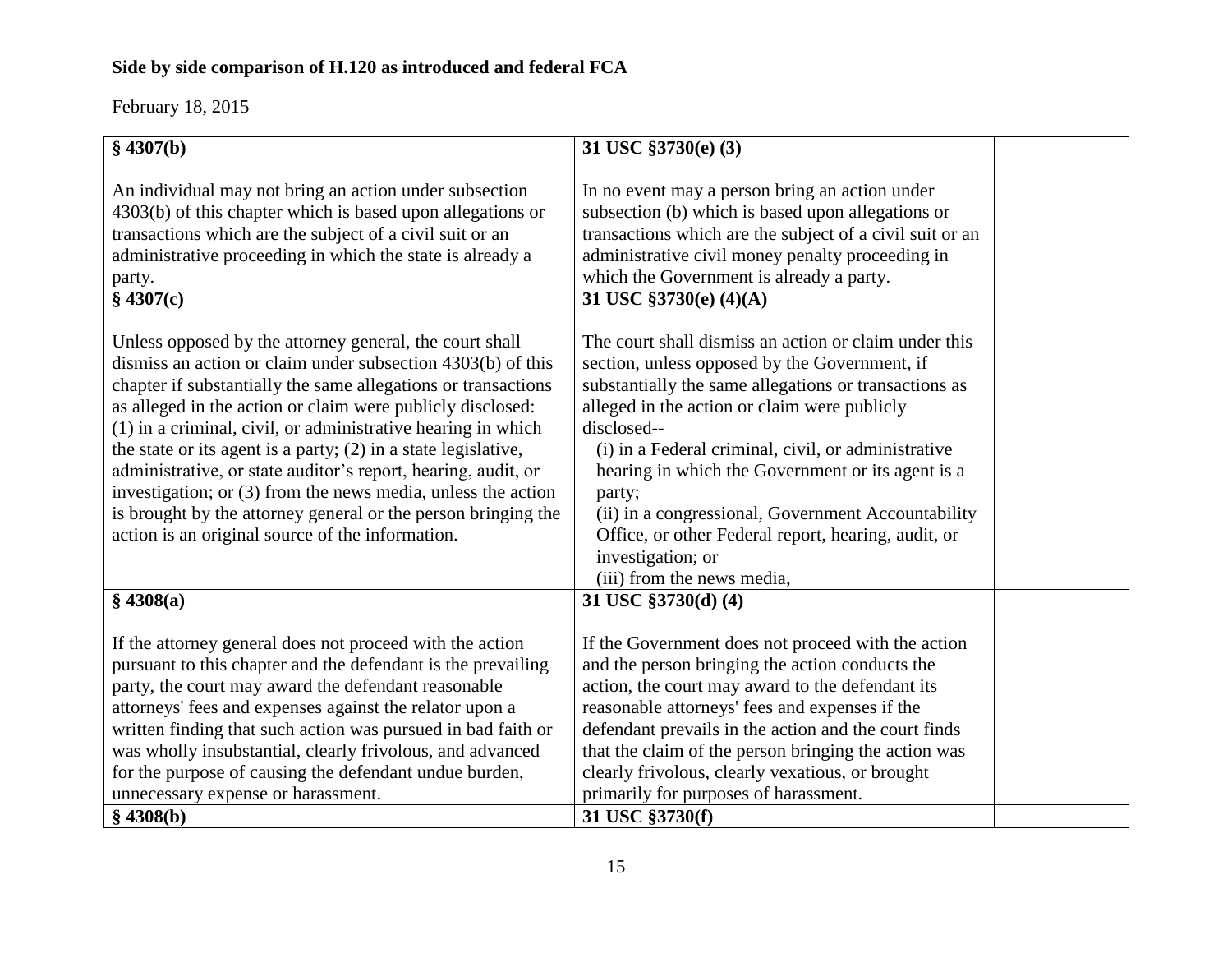**Side by side comparison of H.120 as introduced and federal FCA**

February 18, 2015

| | | |
|---|---|---|
| **§ 4307(b)**<br><br>An individual may not bring an action under subsection 4303(b) of this chapter which is based upon allegations or transactions which are the subject of a civil suit or an administrative proceeding in which the state is already a party. | **31 USC §3730(e) (3)**<br><br>In no event may a person bring an action under subsection (b) which is based upon allegations or transactions which are the subject of a civil suit or an administrative civil money penalty proceeding in which the Government is already a party. | |
| **§ 4307(c)**<br><br>Unless opposed by the attorney general, the court shall dismiss an action or claim under subsection 4303(b) of this chapter if substantially the same allegations or transactions as alleged in the action or claim were publicly disclosed: (1) in a criminal, civil, or administrative hearing in which the state or its agent is a party; (2) in a state legislative, administrative, or state auditor's report, hearing, audit, or investigation; or (3) from the news media, unless the action is brought by the attorney general or the person bringing the action is an original source of the information. | **31 USC §3730(e) (4)(A)**<br><br>The court shall dismiss an action or claim under this section, unless opposed by the Government, if substantially the same allegations or transactions as alleged in the action or claim were publicly disclosed--<br>(i) in a Federal criminal, civil, or administrative hearing in which the Government or its agent is a party;<br>(ii) in a congressional, Government Accountability Office, or other Federal report, hearing, audit, or investigation; or<br>(iii) from the news media, | |
| **§ 4308(a)**<br><br>If the attorney general does not proceed with the action pursuant to this chapter and the defendant is the prevailing party, the court may award the defendant reasonable attorneys' fees and expenses against the relator upon a written finding that such action was pursued in bad faith or was wholly insubstantial, clearly frivolous, and advanced for the purpose of causing the defendant undue burden, unnecessary expense or harassment. | **31 USC §3730(d) (4)**<br><br>If the Government does not proceed with the action and the person bringing the action conducts the action, the court may award to the defendant its reasonable attorneys' fees and expenses if the defendant prevails in the action and the court finds that the claim of the person bringing the action was clearly frivolous, clearly vexatious, or brought primarily for purposes of harassment. | |
| **§ 4308(b)** | **31 USC §3730(f)** | |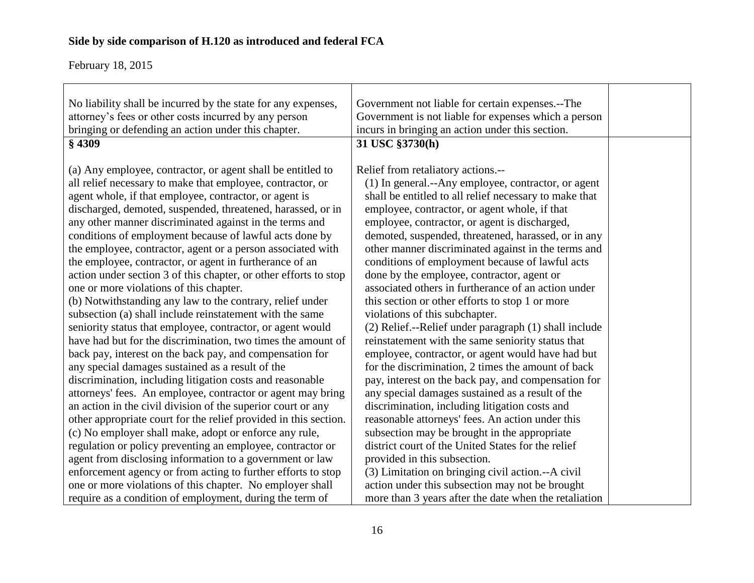**Side by side comparison of H.120 as introduced and federal FCA**

February 18, 2015

| | | |
|---|---|---|
| No liability shall be incurred by the state for any expenses, attorney's fees or other costs incurred by any person bringing or defending an action under this chapter. | Government not liable for certain expenses.--The Government is not liable for expenses which a person incurs in bringing an action under this section. | |
| **§ 4309**<br><br>(a) Any employee, contractor, or agent shall be entitled to all relief necessary to make that employee, contractor, or agent whole, if that employee, contractor, or agent is discharged, demoted, suspended, threatened, harassed, or in any other manner discriminated against in the terms and conditions of employment because of lawful acts done by the employee, contractor, agent or a person associated with the employee, contractor, or agent in furtherance of an action under section 3 of this chapter, or other efforts to stop one or more violations of this chapter.<br>(b) Notwithstanding any law to the contrary, relief under subsection (a) shall include reinstatement with the same seniority status that employee, contractor, or agent would have had but for the discrimination, two times the amount of back pay, interest on the back pay, and compensation for any special damages sustained as a result of the discrimination, including litigation costs and reasonable attorneys' fees. An employee, contractor or agent may bring an action in the civil division of the superior court or any other appropriate court for the relief provided in this section.<br>(c) No employer shall make, adopt or enforce any rule, regulation or policy preventing an employee, contractor or agent from disclosing information to a government or law enforcement agency or from acting to further efforts to stop one or more violations of this chapter. No employer shall require as a condition of employment, during the term of | **31 USC §3730(h)**<br><br>Relief from retaliatory actions.--<br>(1) In general.--Any employee, contractor, or agent shall be entitled to all relief necessary to make that employee, contractor, or agent whole, if that employee, contractor, or agent is discharged, demoted, suspended, threatened, harassed, or in any other manner discriminated against in the terms and conditions of employment because of lawful acts done by the employee, contractor, agent or associated others in furtherance of an action under this section or other efforts to stop 1 or more violations of this subchapter.<br>(2) Relief.--Relief under paragraph (1) shall include reinstatement with the same seniority status that employee, contractor, or agent would have had but for the discrimination, 2 times the amount of back pay, interest on the back pay, and compensation for any special damages sustained as a result of the discrimination, including litigation costs and reasonable attorneys' fees. An action under this subsection may be brought in the appropriate district court of the United States for the relief provided in this subsection.<br>(3) Limitation on bringing civil action.--A civil action under this subsection may not be brought more than 3 years after the date when the retaliation | |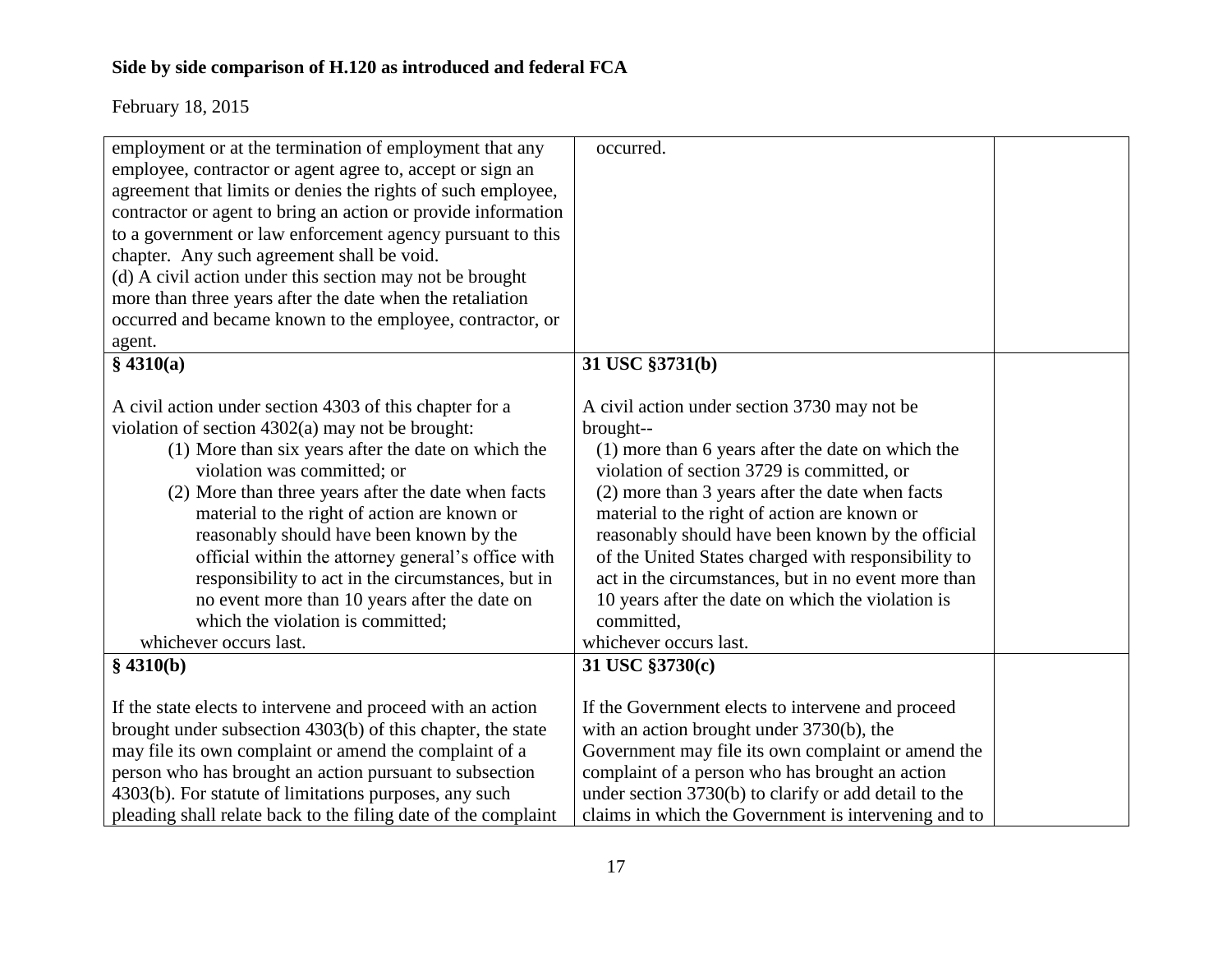**Side by side comparison of H.120 as introduced and federal FCA**

February 18, 2015

| | | |
|---|---|---|
| employment or at the termination of employment that any employee, contractor or agent agree to, accept or sign an agreement that limits or denies the rights of such employee, contractor or agent to bring an action or provide information to a government or law enforcement agency pursuant to this chapter. Any such agreement shall be void.<br>(d) A civil action under this section may not be brought more than three years after the date when the retaliation occurred and became known to the employee, contractor, or agent. | occurred. | |
| **§ 4310(a)**<br><br>A civil action under section 4303 of this chapter for a violation of section 4302(a) may not be brought:<br>(1) More than six years after the date on which the violation was committed; or<br>(2) More than three years after the date when facts material to the right of action are known or reasonably should have been known by the official within the attorney general's office with responsibility to act in the circumstances, but in no event more than 10 years after the date on which the violation is committed;<br>whichever occurs last. | **31 USC §3731(b)**<br><br>A civil action under section 3730 may not be brought--<br>(1) more than 6 years after the date on which the violation of section 3729 is committed, or<br>(2) more than 3 years after the date when facts material to the right of action are known or reasonably should have been known by the official of the United States charged with responsibility to act in the circumstances, but in no event more than 10 years after the date on which the violation is committed,<br>whichever occurs last. | |
| **§ 4310(b)**<br><br>If the state elects to intervene and proceed with an action brought under subsection 4303(b) of this chapter, the state may file its own complaint or amend the complaint of a person who has brought an action pursuant to subsection 4303(b). For statute of limitations purposes, any such pleading shall relate back to the filing date of the complaint | **31 USC §3730(c)**<br><br>If the Government elects to intervene and proceed with an action brought under 3730(b), the Government may file its own complaint or amend the complaint of a person who has brought an action under section 3730(b) to clarify or add detail to the claims in which the Government is intervening and to | |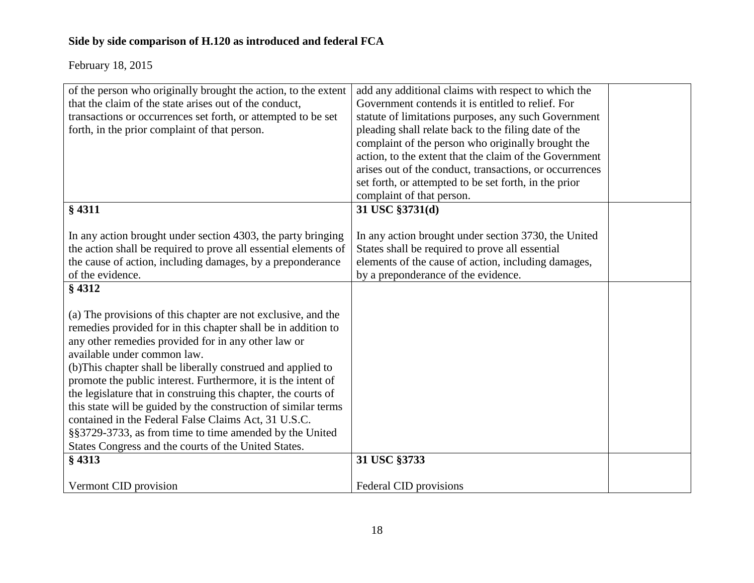**Side by side comparison of H.120 as introduced and federal FCA**

February 18, 2015

| | | |
|---|---|---|
| of the person who originally brought the action, to the extent that the claim of the state arises out of the conduct, transactions or occurrences set forth, or attempted to be set forth, in the prior complaint of that person. | add any additional claims with respect to which the Government contends it is entitled to relief. For statute of limitations purposes, any such Government pleading shall relate back to the filing date of the complaint of the person who originally brought the action, to the extent that the claim of the Government arises out of the conduct, transactions, or occurrences set forth, or attempted to be set forth, in the prior complaint of that person. | |
| **§ 4311**<br><br>In any action brought under section 4303, the party bringing the action shall be required to prove all essential elements of the cause of action, including damages, by a preponderance of the evidence. | **31 USC §3731(d)**<br><br>In any action brought under section 3730, the United States shall be required to prove all essential elements of the cause of action, including damages, by a preponderance of the evidence. | |
| **§ 4312**<br><br>(a) The provisions of this chapter are not exclusive, and the remedies provided for in this chapter shall be in addition to any other remedies provided for in any other law or available under common law.<br>(b)This chapter shall be liberally construed and applied to promote the public interest. Furthermore, it is the intent of the legislature that in construing this chapter, the courts of this state will be guided by the construction of similar terms contained in the Federal False Claims Act, 31 U.S.C. §§3729-3733, as from time to time amended by the United States Congress and the courts of the United States. | | |
| **§ 4313**<br><br>Vermont CID provision | **31 USC §3733**<br><br>Federal CID provisions | |